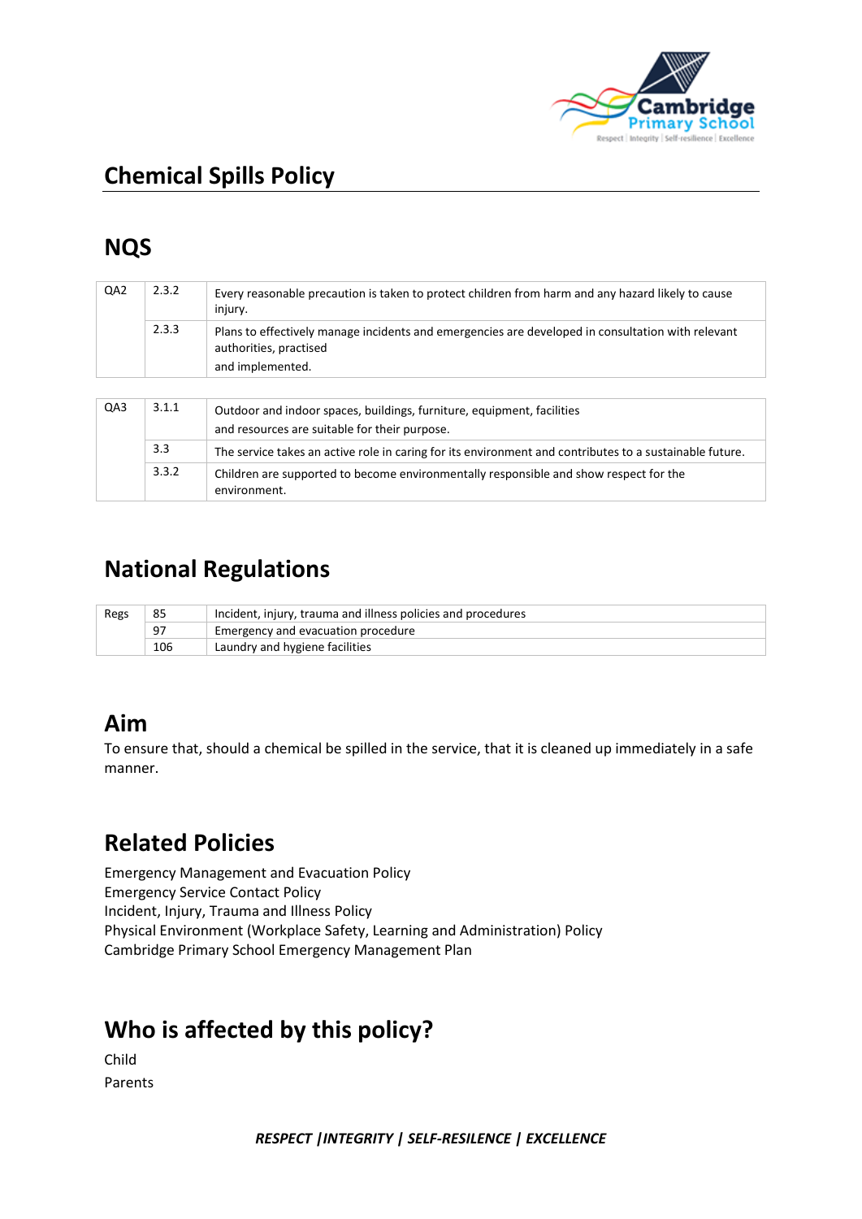# Chemical Spills Policy

## NQS

| QA2 | 2.3.2 | Every reasonable precaution is taken to protect children from harm and any hazard likely to cause injury. |
|---|---|---|
| | 2.3.3 | Plans to effectively manage incidents and emergencies are developed in consultation with relevant authorities, practised and implemented. |

| QA3 | 3.1.1 | Outdoor and indoor spaces, buildings, furniture, equipment, facilities and resources are suitable for their purpose. |
|---|---|---|
| | 3.3 | The service takes an active role in caring for its environment and contributes to a sustainable future. |
| | 3.3.2 | Children are supported to become environmentally responsible and show respect for the environment. |

## National Regulations

| Regs | 85 | Incident, injury, trauma and illness policies and procedures |
|---|---|---|
| | 97 | Emergency and evacuation procedure |
| | 106 | Laundry and hygiene facilities |

## Aim

To ensure that, should a chemical be spilled in the service, that it is cleaned up immediately in a safe manner.

## Related Policies

Emergency Management and Evacuation Policy
Emergency Service Contact Policy
Incident, Injury, Trauma and Illness Policy
Physical Environment (Workplace Safety, Learning and Administration) Policy
Cambridge Primary School Emergency Management Plan

## Who is affected by this policy?

Child
Parents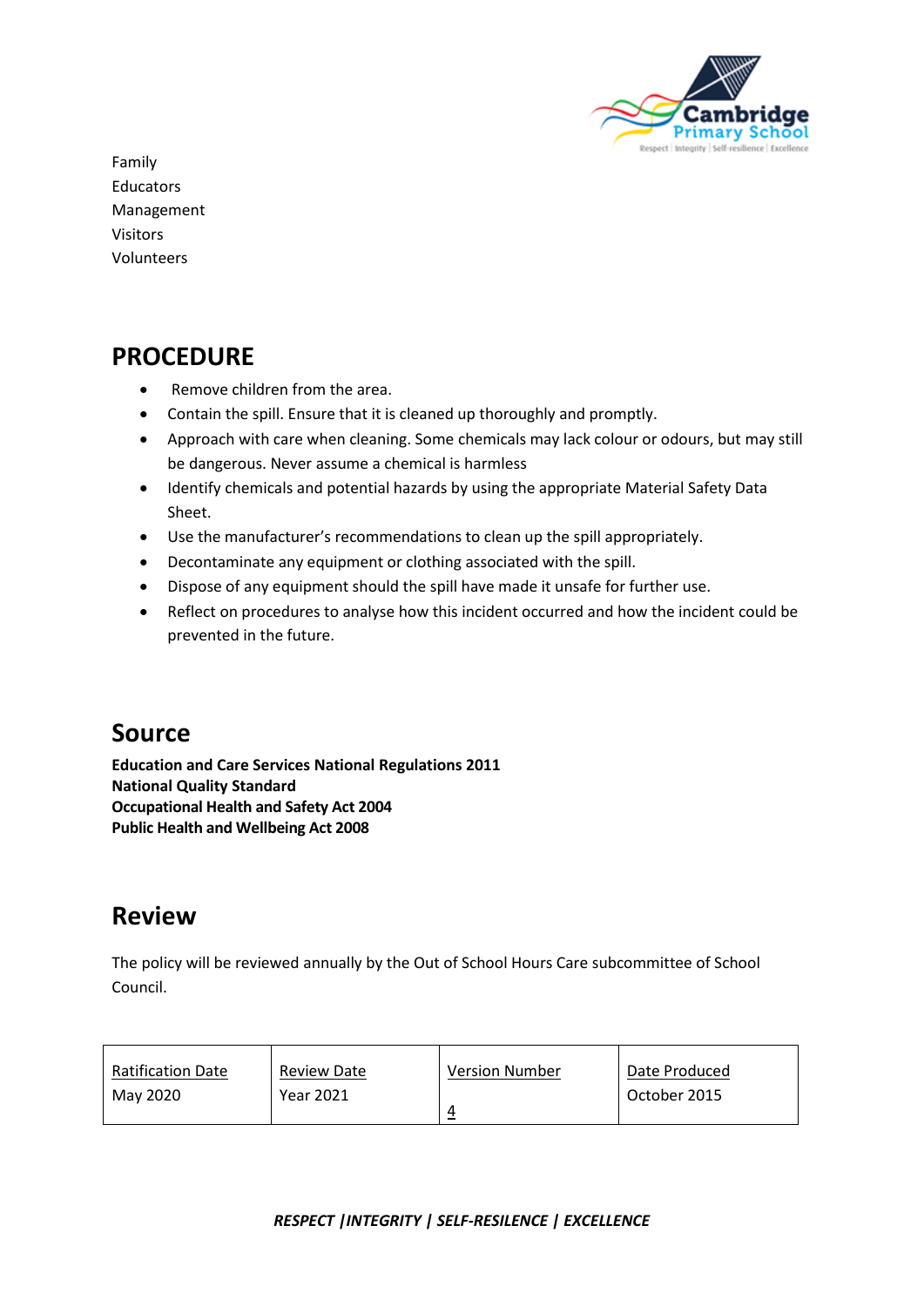Family
Educators
Management
Visitors
Volunteers

## PROCEDURE

- Remove children from the area.
- Contain the spill. Ensure that it is cleaned up thoroughly and promptly.
- Approach with care when cleaning. Some chemicals may lack colour or odours, but may still be dangerous. Never assume a chemical is harmless
- Identify chemicals and potential hazards by using the appropriate Material Safety Data Sheet.
- Use the manufacturer's recommendations to clean up the spill appropriately.
- Decontaminate any equipment or clothing associated with the spill.
- Dispose of any equipment should the spill have made it unsafe for further use.
- Reflect on procedures to analyse how this incident occurred and how the incident could be prevented in the future.

## Source

**Education and Care Services National Regulations 2011**
**National Quality Standard**
**Occupational Health and Safety Act 2004**
**Public Health and Wellbeing Act 2008**

## Review

The policy will be reviewed annually by the Out of School Hours Care subcommittee of School Council.

| Ratification Date | Review Date | Version Number | Date Produced |
|---|---|---|---|
| May 2020 | Year 2021 | 4 | October 2015 |

***RESPECT |INTEGRITY | SELF-RESILENCE | EXCELLENCE***